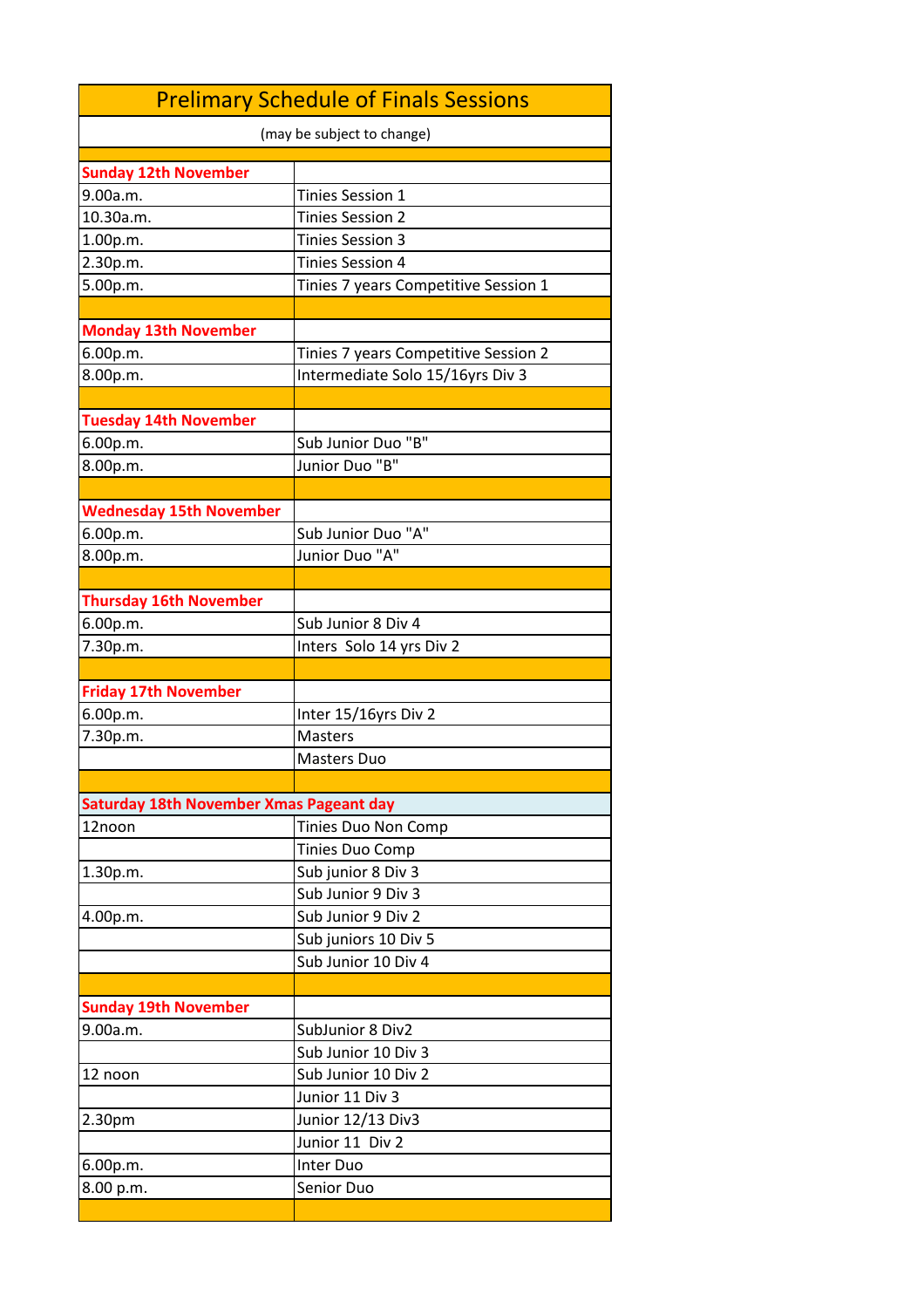| Prelimary Schedule of Finals Sessions | |
|---|---|
| (may be subject to change) | |
| | |
| **Sunday 12th November** | |
| 9.00a.m. | Tinies Session 1 |
| 10.30a.m. | Tinies Session 2 |
| 1.00p.m. | Tinies Session 3 |
| 2.30p.m. | Tinies Session 4 |
| 5.00p.m. | Tinies 7 years Competitive Session 1 |
| | |
| **Monday 13th November** | |
| 6.00p.m. | Tinies 7 years Competitive Session 2 |
| 8.00p.m. | Intermediate Solo 15/16yrs Div 3 |
| | |
| **Tuesday 14th November** | |
| 6.00p.m. | Sub Junior Duo "B" |
| 8.00p.m. | Junior Duo "B" |
| | |
| **Wednesday 15th November** | |
| 6.00p.m. | Sub Junior Duo "A" |
| 8.00p.m. | Junior Duo "A" |
| | |
| **Thursday 16th November** | |
| 6.00p.m. | Sub Junior 8 Div 4 |
| 7.30p.m. | Inters Solo 14 yrs Div 2 |
| | |
| **Friday 17th November** | |
| 6.00p.m. | Inter 15/16yrs Div 2 |
| 7.30p.m. | Masters |
| | Masters Duo |
| | |
| **Saturday 18th November Xmas Pageant day** | |
| 12noon | Tinies Duo Non Comp |
| | Tinies Duo Comp |
| 1.30p.m. | Sub junior 8 Div 3 |
| | Sub Junior 9 Div 3 |
| 4.00p.m. | Sub Junior 9 Div 2 |
| | Sub juniors 10 Div 5 |
| | Sub Junior 10 Div 4 |
| | |
| **Sunday 19th November** | |
| 9.00a.m. | SubJunior 8 Div2 |
| | Sub Junior 10 Div 3 |
| 12 noon | Sub Junior 10 Div 2 |
| | Junior 11 Div 3 |
| 2.30pm | Junior 12/13 Div3 |
| | Junior 11 Div 2 |
| 6.00p.m. | Inter Duo |
| 8.00 p.m. | Senior Duo |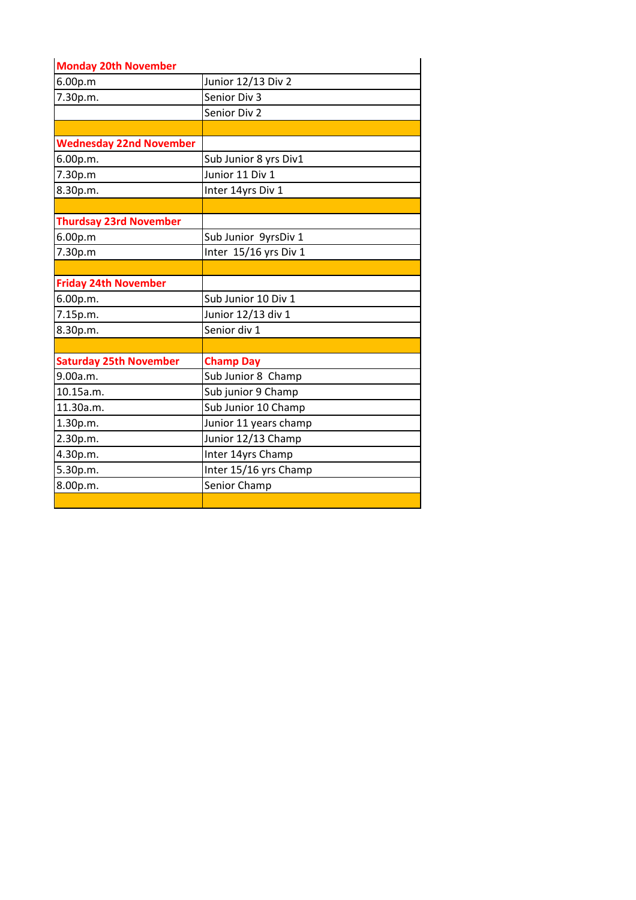| | |
|---|---|
| **Monday 20th November** | |
| 6.00p.m | Junior 12/13 Div 2 |
| 7.30p.m. | Senior Div 3 |
| | Senior Div 2 |
| | |
| **Wednesday 22nd November** | |
| 6.00p.m. | Sub Junior 8 yrs Div1 |
| 7.30p.m | Junior 11 Div 1 |
| 8.30p.m. | Inter 14yrs Div 1 |
| | |
| **Thurdsay 23rd November** | |
| 6.00p.m | Sub Junior 9yrsDiv 1 |
| 7.30p.m | Inter 15/16 yrs Div 1 |
| | |
| **Friday 24th November** | |
| 6.00p.m. | Sub Junior 10 Div 1 |
| 7.15p.m. | Junior 12/13 div 1 |
| 8.30p.m. | Senior div 1 |
| | |
| **Saturday 25th November** | **Champ Day** |
| 9.00a.m. | Sub Junior 8 Champ |
| 10.15a.m. | Sub junior 9 Champ |
| 11.30a.m. | Sub Junior 10 Champ |
| 1.30p.m. | Junior 11 years champ |
| 2.30p.m. | Junior 12/13 Champ |
| 4.30p.m. | Inter 14yrs Champ |
| 5.30p.m. | Inter 15/16 yrs Champ |
| 8.00p.m. | Senior Champ |
| | |